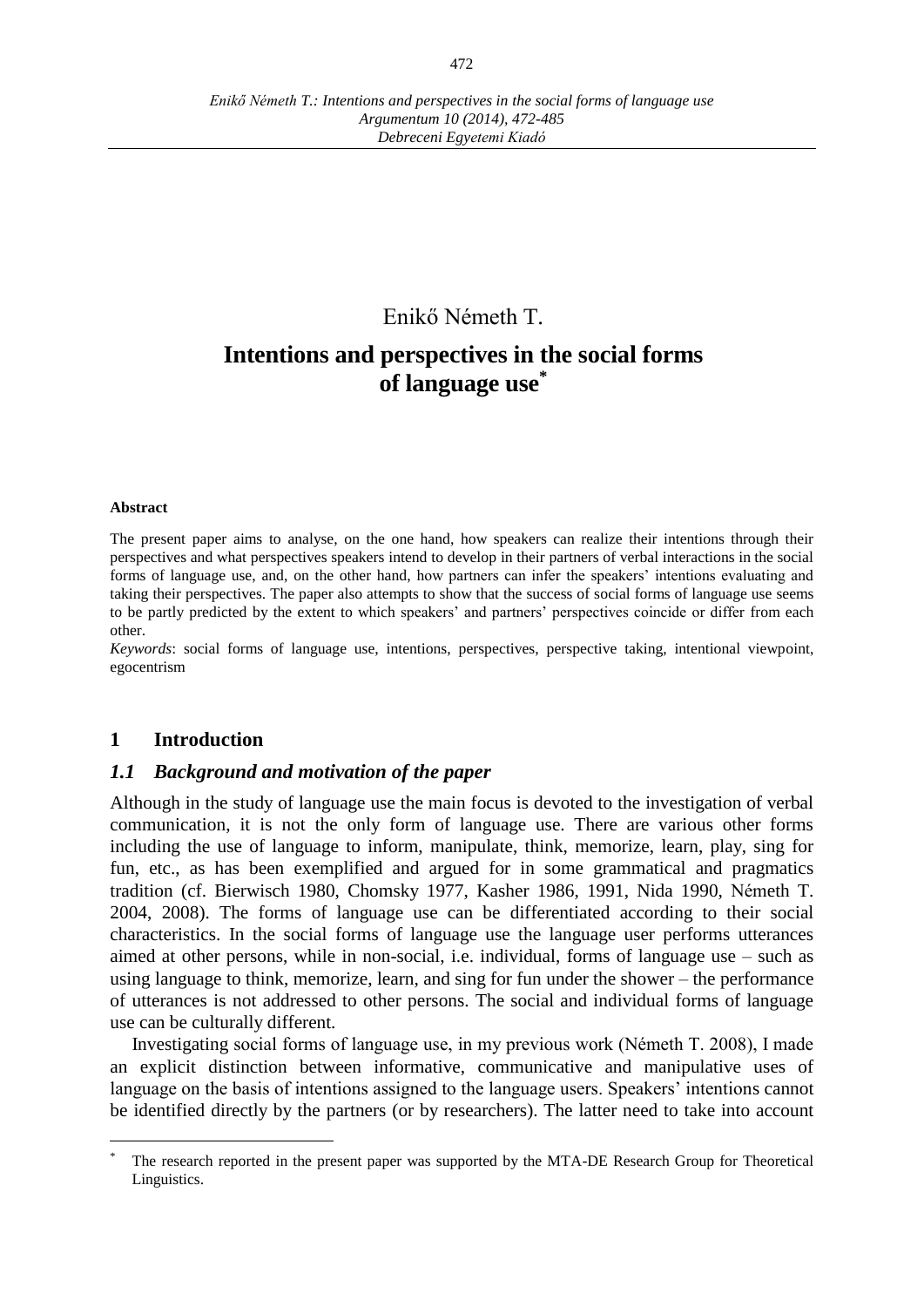Enikő Németh T.

# Intentions and perspectives in the social forms of language use*

**Abstract**

The present paper aims to analyse, on the one hand, how speakers can realize their intentions through their perspectives and what perspectives speakers intend to develop in their partners of verbal interactions in the social forms of language use, and, on the other hand, how partners can infer the speakers' intentions evaluating and taking their perspectives. The paper also attempts to show that the success of social forms of language use seems to be partly predicted by the extent to which speakers' and partners' perspectives coincide or differ from each other.

*Keywords*: social forms of language use, intentions, perspectives, perspective taking, intentional viewpoint, egocentrism

## 1 Introduction

### *1.1 Background and motivation of the paper*

Although in the study of language use the main focus is devoted to the investigation of verbal communication, it is not the only form of language use. There are various other forms including the use of language to inform, manipulate, think, memorize, learn, play, sing for fun, etc., as has been exemplified and argued for in some grammatical and pragmatics tradition (cf. Bierwisch 1980, Chomsky 1977, Kasher 1986, 1991, Nida 1990, Németh T. 2004, 2008). The forms of language use can be differentiated according to their social characteristics. In the social forms of language use the language user performs utterances aimed at other persons, while in non-social, i.e. individual, forms of language use – such as using language to think, memorize, learn, and sing for fun under the shower – the performance of utterances is not addressed to other persons. The social and individual forms of language use can be culturally different.

Investigating social forms of language use, in my previous work (Németh T. 2008), I made an explicit distinction between informative, communicative and manipulative uses of language on the basis of intentions assigned to the language users. Speakers' intentions cannot be identified directly by the partners (or by researchers). The latter need to take into account

---

* The research reported in the present paper was supported by the MTA-DE Research Group for Theoretical Linguistics.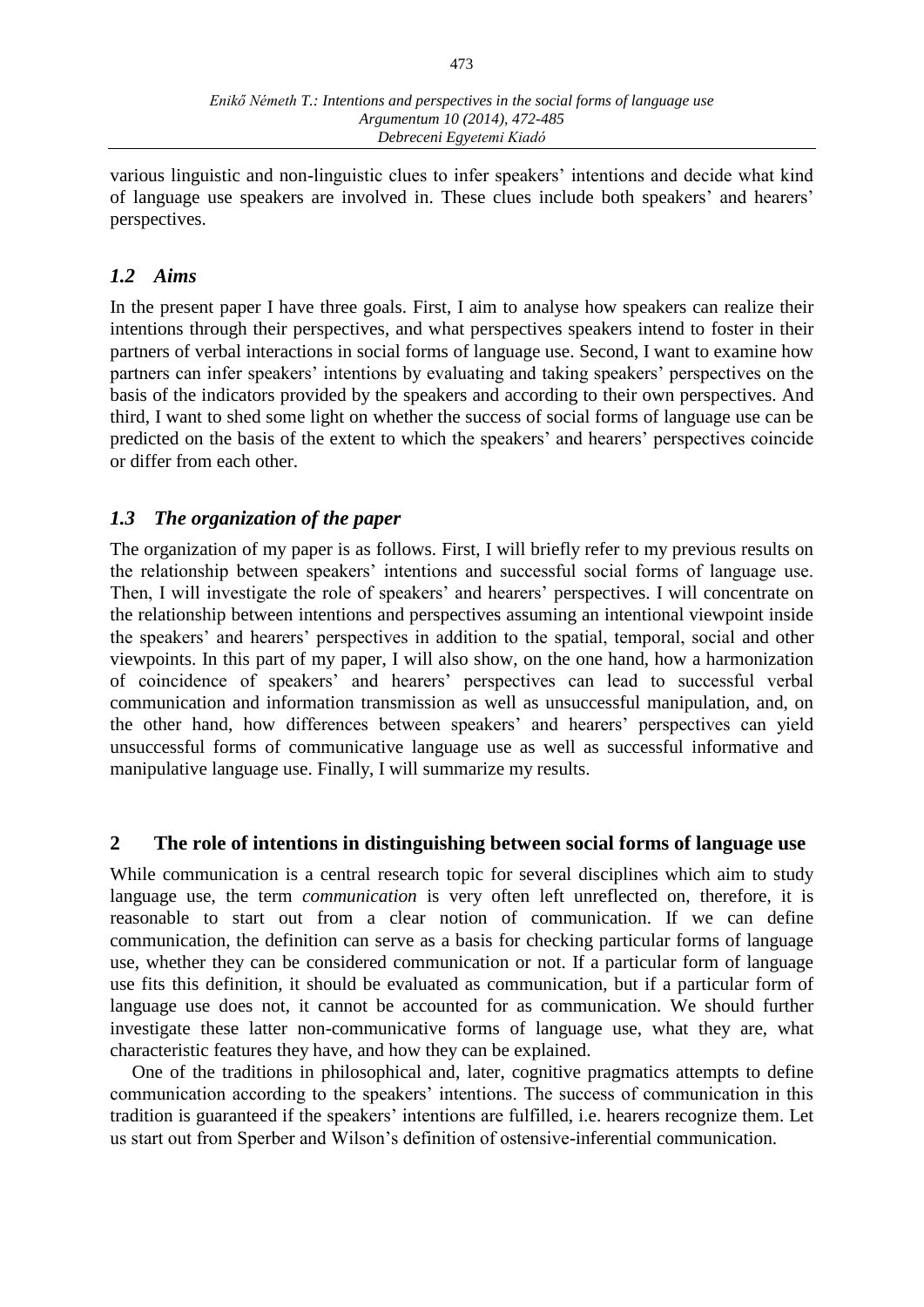various linguistic and non-linguistic clues to infer speakers' intentions and decide what kind of language use speakers are involved in. These clues include both speakers' and hearers' perspectives.

### *1.2 Aims*

In the present paper I have three goals. First, I aim to analyse how speakers can realize their intentions through their perspectives, and what perspectives speakers intend to foster in their partners of verbal interactions in social forms of language use. Second, I want to examine how partners can infer speakers' intentions by evaluating and taking speakers' perspectives on the basis of the indicators provided by the speakers and according to their own perspectives. And third, I want to shed some light on whether the success of social forms of language use can be predicted on the basis of the extent to which the speakers' and hearers' perspectives coincide or differ from each other.

### *1.3 The organization of the paper*

The organization of my paper is as follows. First, I will briefly refer to my previous results on the relationship between speakers' intentions and successful social forms of language use. Then, I will investigate the role of speakers' and hearers' perspectives. I will concentrate on the relationship between intentions and perspectives assuming an intentional viewpoint inside the speakers' and hearers' perspectives in addition to the spatial, temporal, social and other viewpoints. In this part of my paper, I will also show, on the one hand, how a harmonization of coincidence of speakers' and hearers' perspectives can lead to successful verbal communication and information transmission as well as unsuccessful manipulation, and, on the other hand, how differences between speakers' and hearers' perspectives can yield unsuccessful forms of communicative language use as well as successful informative and manipulative language use. Finally, I will summarize my results.

## 2 The role of intentions in distinguishing between social forms of language use

While communication is a central research topic for several disciplines which aim to study language use, the term *communication* is very often left unreflected on, therefore, it is reasonable to start out from a clear notion of communication. If we can define communication, the definition can serve as a basis for checking particular forms of language use, whether they can be considered communication or not. If a particular form of language use fits this definition, it should be evaluated as communication, but if a particular form of language use does not, it cannot be accounted for as communication. We should further investigate these latter non-communicative forms of language use, what they are, what characteristic features they have, and how they can be explained.

One of the traditions in philosophical and, later, cognitive pragmatics attempts to define communication according to the speakers' intentions. The success of communication in this tradition is guaranteed if the speakers' intentions are fulfilled, i.e. hearers recognize them. Let us start out from Sperber and Wilson's definition of ostensive-inferential communication.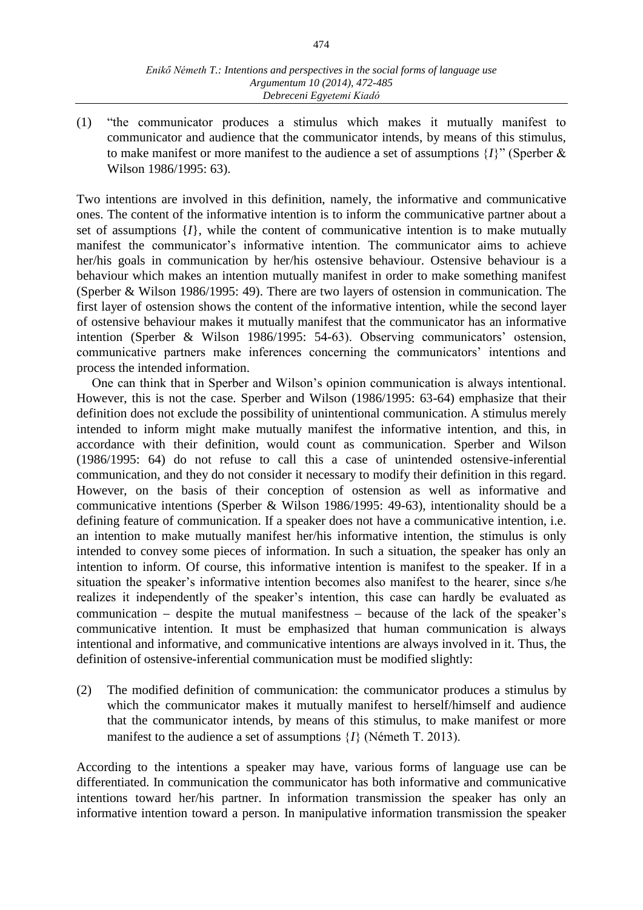(1) "the communicator produces a stimulus which makes it mutually manifest to communicator and audience that the communicator intends, by means of this stimulus, to make manifest or more manifest to the audience a set of assumptions {*I*}" (Sperber & Wilson 1986/1995: 63).

Two intentions are involved in this definition, namely, the informative and communicative ones. The content of the informative intention is to inform the communicative partner about a set of assumptions {*I*}, while the content of communicative intention is to make mutually manifest the communicator's informative intention. The communicator aims to achieve her/his goals in communication by her/his ostensive behaviour. Ostensive behaviour is a behaviour which makes an intention mutually manifest in order to make something manifest (Sperber & Wilson 1986/1995: 49). There are two layers of ostension in communication. The first layer of ostension shows the content of the informative intention, while the second layer of ostensive behaviour makes it mutually manifest that the communicator has an informative intention (Sperber & Wilson 1986/1995: 54-63). Observing communicators' ostension, communicative partners make inferences concerning the communicators' intentions and process the intended information.

One can think that in Sperber and Wilson's opinion communication is always intentional. However, this is not the case. Sperber and Wilson (1986/1995: 63-64) emphasize that their definition does not exclude the possibility of unintentional communication. A stimulus merely intended to inform might make mutually manifest the informative intention, and this, in accordance with their definition, would count as communication. Sperber and Wilson (1986/1995: 64) do not refuse to call this a case of unintended ostensive-inferential communication, and they do not consider it necessary to modify their definition in this regard. However, on the basis of their conception of ostension as well as informative and communicative intentions (Sperber & Wilson 1986/1995: 49-63), intentionality should be a defining feature of communication. If a speaker does not have a communicative intention, i.e. an intention to make mutually manifest her/his informative intention, the stimulus is only intended to convey some pieces of information. In such a situation, the speaker has only an intention to inform. Of course, this informative intention is manifest to the speaker. If in a situation the speaker's informative intention becomes also manifest to the hearer, since s/he realizes it independently of the speaker's intention, this case can hardly be evaluated as communication – despite the mutual manifestness – because of the lack of the speaker's communicative intention. It must be emphasized that human communication is always intentional and informative, and communicative intentions are always involved in it. Thus, the definition of ostensive-inferential communication must be modified slightly:

(2) The modified definition of communication: the communicator produces a stimulus by which the communicator makes it mutually manifest to herself/himself and audience that the communicator intends, by means of this stimulus, to make manifest or more manifest to the audience a set of assumptions {*I*} (Németh T. 2013).

According to the intentions a speaker may have, various forms of language use can be differentiated. In communication the communicator has both informative and communicative intentions toward her/his partner. In information transmission the speaker has only an informative intention toward a person. In manipulative information transmission the speaker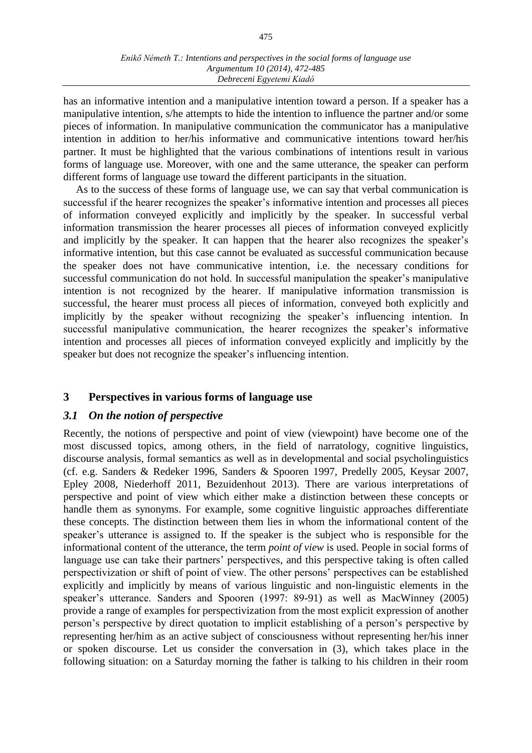has an informative intention and a manipulative intention toward a person. If a speaker has a manipulative intention, s/he attempts to hide the intention to influence the partner and/or some pieces of information. In manipulative communication the communicator has a manipulative intention in addition to her/his informative and communicative intentions toward her/his partner. It must be highlighted that the various combinations of intentions result in various forms of language use. Moreover, with one and the same utterance, the speaker can perform different forms of language use toward the different participants in the situation.

As to the success of these forms of language use, we can say that verbal communication is successful if the hearer recognizes the speaker's informative intention and processes all pieces of information conveyed explicitly and implicitly by the speaker. In successful verbal information transmission the hearer processes all pieces of information conveyed explicitly and implicitly by the speaker. It can happen that the hearer also recognizes the speaker's informative intention, but this case cannot be evaluated as successful communication because the speaker does not have communicative intention, i.e. the necessary conditions for successful communication do not hold. In successful manipulation the speaker's manipulative intention is not recognized by the hearer. If manipulative information transmission is successful, the hearer must process all pieces of information, conveyed both explicitly and implicitly by the speaker without recognizing the speaker's influencing intention. In successful manipulative communication, the hearer recognizes the speaker's informative intention and processes all pieces of information conveyed explicitly and implicitly by the speaker but does not recognize the speaker's influencing intention.

## 3 Perspectives in various forms of language use

### *3.1 On the notion of perspective*

Recently, the notions of perspective and point of view (viewpoint) have become one of the most discussed topics, among others, in the field of narratology, cognitive linguistics, discourse analysis, formal semantics as well as in developmental and social psycholinguistics (cf. e.g. Sanders & Redeker 1996, Sanders & Spooren 1997, Predelly 2005, Keysar 2007, Epley 2008, Niederhoff 2011, Bezuidenhout 2013). There are various interpretations of perspective and point of view which either make a distinction between these concepts or handle them as synonyms. For example, some cognitive linguistic approaches differentiate these concepts. The distinction between them lies in whom the informational content of the speaker's utterance is assigned to. If the speaker is the subject who is responsible for the informational content of the utterance, the term *point of view* is used. People in social forms of language use can take their partners' perspectives, and this perspective taking is often called perspectivization or shift of point of view. The other persons' perspectives can be established explicitly and implicitly by means of various linguistic and non-linguistic elements in the speaker's utterance. Sanders and Spooren (1997: 89-91) as well as MacWinney (2005) provide a range of examples for perspectivization from the most explicit expression of another person's perspective by direct quotation to implicit establishing of a person's perspective by representing her/him as an active subject of consciousness without representing her/his inner or spoken discourse. Let us consider the conversation in (3), which takes place in the following situation: on a Saturday morning the father is talking to his children in their room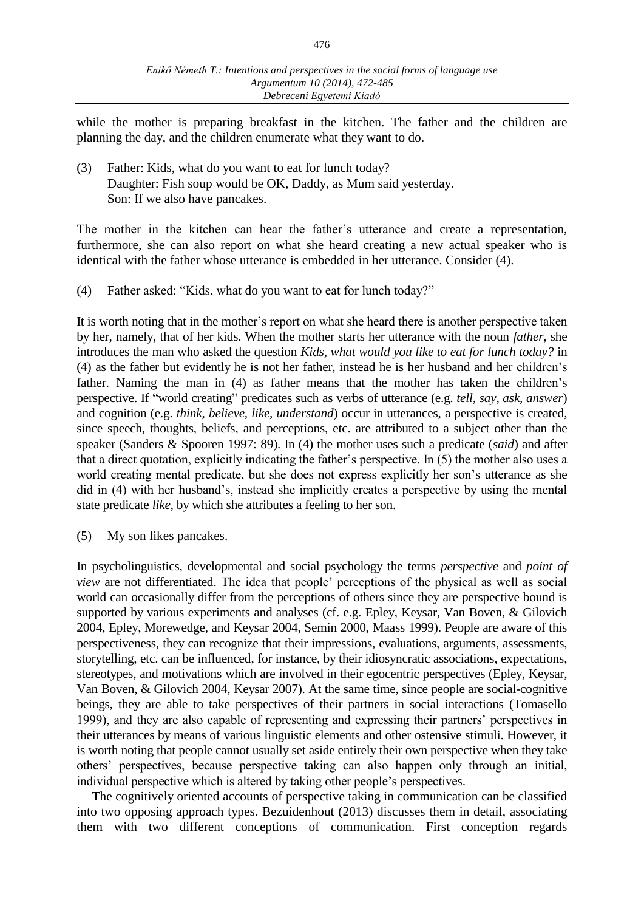while the mother is preparing breakfast in the kitchen. The father and the children are planning the day, and the children enumerate what they want to do.

(3) Father: Kids, what do you want to eat for lunch today?
Daughter: Fish soup would be OK, Daddy, as Mum said yesterday.
Son: If we also have pancakes.

The mother in the kitchen can hear the father's utterance and create a representation, furthermore, she can also report on what she heard creating a new actual speaker who is identical with the father whose utterance is embedded in her utterance. Consider (4).

(4) Father asked: "Kids, what do you want to eat for lunch today?"

It is worth noting that in the mother's report on what she heard there is another perspective taken by her, namely, that of her kids. When the mother starts her utterance with the noun *father*, she introduces the man who asked the question *Kids, what would you like to eat for lunch today?* in (4) as the father but evidently he is not her father, instead he is her husband and her children's father. Naming the man in (4) as father means that the mother has taken the children's perspective. If "world creating" predicates such as verbs of utterance (e.g. *tell, say, ask, answer*) and cognition (e.g. *think, believe, like, understand*) occur in utterances, a perspective is created, since speech, thoughts, beliefs, and perceptions, etc. are attributed to a subject other than the speaker (Sanders & Spooren 1997: 89). In (4) the mother uses such a predicate (*said*) and after that a direct quotation, explicitly indicating the father's perspective. In (5) the mother also uses a world creating mental predicate, but she does not express explicitly her son's utterance as she did in (4) with her husband's, instead she implicitly creates a perspective by using the mental state predicate *like*, by which she attributes a feeling to her son.

(5) My son likes pancakes.

In psycholinguistics, developmental and social psychology the terms *perspective* and *point of view* are not differentiated. The idea that people' perceptions of the physical as well as social world can occasionally differ from the perceptions of others since they are perspective bound is supported by various experiments and analyses (cf. e.g. Epley, Keysar, Van Boven, & Gilovich 2004, Epley, Morewedge, and Keysar 2004, Semin 2000, Maass 1999). People are aware of this perspectiveness, they can recognize that their impressions, evaluations, arguments, assessments, storytelling, etc. can be influenced, for instance, by their idiosyncratic associations, expectations, stereotypes, and motivations which are involved in their egocentric perspectives (Epley, Keysar, Van Boven, & Gilovich 2004, Keysar 2007). At the same time, since people are social-cognitive beings, they are able to take perspectives of their partners in social interactions (Tomasello 1999), and they are also capable of representing and expressing their partners' perspectives in their utterances by means of various linguistic elements and other ostensive stimuli. However, it is worth noting that people cannot usually set aside entirely their own perspective when they take others' perspectives, because perspective taking can also happen only through an initial, individual perspective which is altered by taking other people's perspectives.

The cognitively oriented accounts of perspective taking in communication can be classified into two opposing approach types. Bezuidenhout (2013) discusses them in detail, associating them with two different conceptions of communication. First conception regards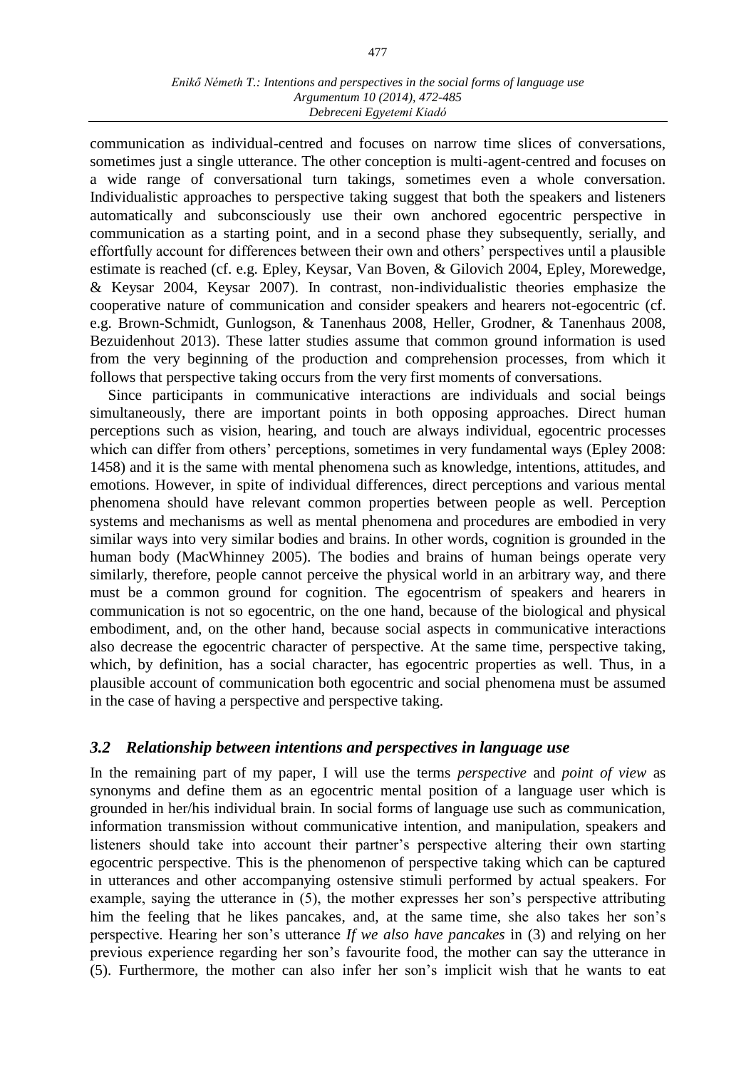communication as individual-centred and focuses on narrow time slices of conversations, sometimes just a single utterance. The other conception is multi-agent-centred and focuses on a wide range of conversational turn takings, sometimes even a whole conversation. Individualistic approaches to perspective taking suggest that both the speakers and listeners automatically and subconsciously use their own anchored egocentric perspective in communication as a starting point, and in a second phase they subsequently, serially, and effortfully account for differences between their own and others' perspectives until a plausible estimate is reached (cf. e.g. Epley, Keysar, Van Boven, & Gilovich 2004, Epley, Morewedge, & Keysar 2004, Keysar 2007). In contrast, non-individualistic theories emphasize the cooperative nature of communication and consider speakers and hearers not-egocentric (cf. e.g. Brown-Schmidt, Gunlogson, & Tanenhaus 2008, Heller, Grodner, & Tanenhaus 2008, Bezuidenhout 2013). These latter studies assume that common ground information is used from the very beginning of the production and comprehension processes, from which it follows that perspective taking occurs from the very first moments of conversations.

Since participants in communicative interactions are individuals and social beings simultaneously, there are important points in both opposing approaches. Direct human perceptions such as vision, hearing, and touch are always individual, egocentric processes which can differ from others' perceptions, sometimes in very fundamental ways (Epley 2008: 1458) and it is the same with mental phenomena such as knowledge, intentions, attitudes, and emotions. However, in spite of individual differences, direct perceptions and various mental phenomena should have relevant common properties between people as well. Perception systems and mechanisms as well as mental phenomena and procedures are embodied in very similar ways into very similar bodies and brains. In other words, cognition is grounded in the human body (MacWhinney 2005). The bodies and brains of human beings operate very similarly, therefore, people cannot perceive the physical world in an arbitrary way, and there must be a common ground for cognition. The egocentrism of speakers and hearers in communication is not so egocentric, on the one hand, because of the biological and physical embodiment, and, on the other hand, because social aspects in communicative interactions also decrease the egocentric character of perspective. At the same time, perspective taking, which, by definition, has a social character, has egocentric properties as well. Thus, in a plausible account of communication both egocentric and social phenomena must be assumed in the case of having a perspective and perspective taking.

### *3.2 Relationship between intentions and perspectives in language use*

In the remaining part of my paper, I will use the terms *perspective* and *point of view* as synonyms and define them as an egocentric mental position of a language user which is grounded in her/his individual brain. In social forms of language use such as communication, information transmission without communicative intention, and manipulation, speakers and listeners should take into account their partner's perspective altering their own starting egocentric perspective. This is the phenomenon of perspective taking which can be captured in utterances and other accompanying ostensive stimuli performed by actual speakers. For example, saying the utterance in (5), the mother expresses her son's perspective attributing him the feeling that he likes pancakes, and, at the same time, she also takes her son's perspective. Hearing her son's utterance *If we also have pancakes* in (3) and relying on her previous experience regarding her son's favourite food, the mother can say the utterance in (5). Furthermore, the mother can also infer her son's implicit wish that he wants to eat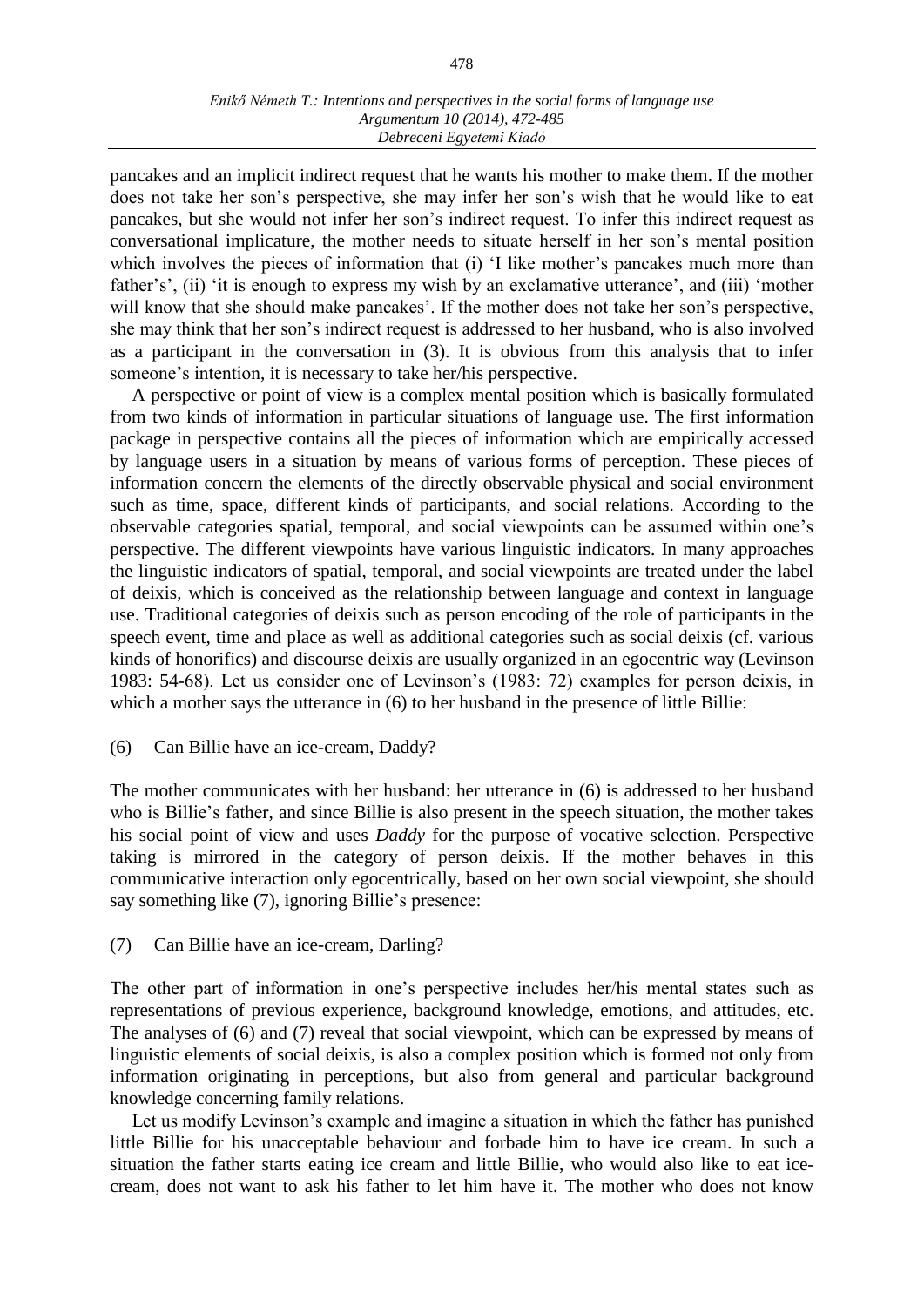pancakes and an implicit indirect request that he wants his mother to make them. If the mother does not take her son's perspective, she may infer her son's wish that he would like to eat pancakes, but she would not infer her son's indirect request. To infer this indirect request as conversational implicature, the mother needs to situate herself in her son's mental position which involves the pieces of information that (i) 'I like mother's pancakes much more than father's', (ii) 'it is enough to express my wish by an exclamative utterance', and (iii) 'mother will know that she should make pancakes'. If the mother does not take her son's perspective, she may think that her son's indirect request is addressed to her husband, who is also involved as a participant in the conversation in (3). It is obvious from this analysis that to infer someone's intention, it is necessary to take her/his perspective.

A perspective or point of view is a complex mental position which is basically formulated from two kinds of information in particular situations of language use. The first information package in perspective contains all the pieces of information which are empirically accessed by language users in a situation by means of various forms of perception. These pieces of information concern the elements of the directly observable physical and social environment such as time, space, different kinds of participants, and social relations. According to the observable categories spatial, temporal, and social viewpoints can be assumed within one's perspective. The different viewpoints have various linguistic indicators. In many approaches the linguistic indicators of spatial, temporal, and social viewpoints are treated under the label of deixis, which is conceived as the relationship between language and context in language use. Traditional categories of deixis such as person encoding of the role of participants in the speech event, time and place as well as additional categories such as social deixis (cf. various kinds of honorifics) and discourse deixis are usually organized in an egocentric way (Levinson 1983: 54-68). Let us consider one of Levinson's (1983: 72) examples for person deixis, in which a mother says the utterance in (6) to her husband in the presence of little Billie:

(6) Can Billie have an ice-cream, Daddy?

The mother communicates with her husband: her utterance in (6) is addressed to her husband who is Billie's father, and since Billie is also present in the speech situation, the mother takes his social point of view and uses *Daddy* for the purpose of vocative selection. Perspective taking is mirrored in the category of person deixis. If the mother behaves in this communicative interaction only egocentrically, based on her own social viewpoint, she should say something like (7), ignoring Billie's presence:

(7) Can Billie have an ice-cream, Darling?

The other part of information in one's perspective includes her/his mental states such as representations of previous experience, background knowledge, emotions, and attitudes, etc. The analyses of (6) and (7) reveal that social viewpoint, which can be expressed by means of linguistic elements of social deixis, is also a complex position which is formed not only from information originating in perceptions, but also from general and particular background knowledge concerning family relations.

Let us modify Levinson's example and imagine a situation in which the father has punished little Billie for his unacceptable behaviour and forbade him to have ice cream. In such a situation the father starts eating ice cream and little Billie, who would also like to eat ice-cream, does not want to ask his father to let him have it. The mother who does not know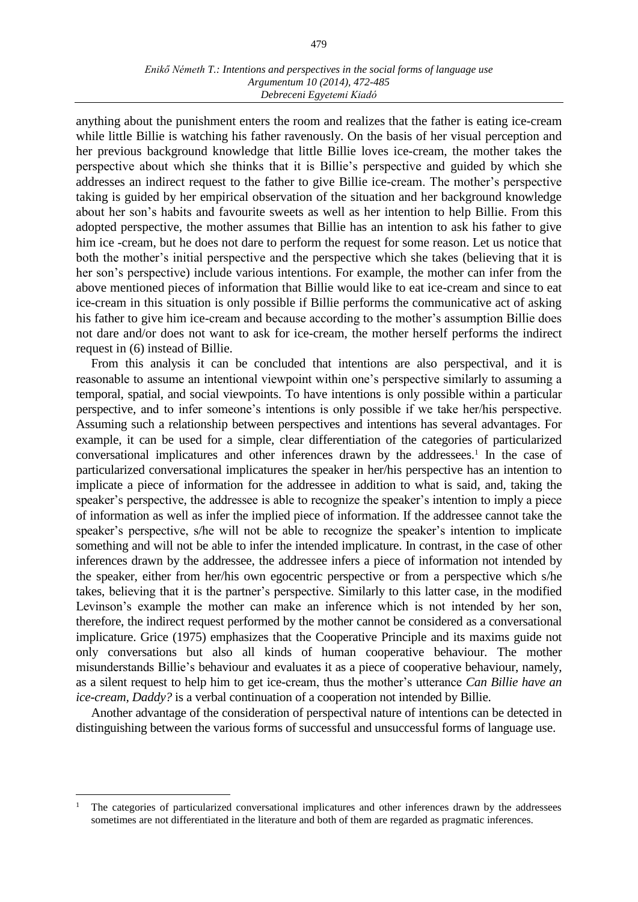anything about the punishment enters the room and realizes that the father is eating ice-cream while little Billie is watching his father ravenously. On the basis of her visual perception and her previous background knowledge that little Billie loves ice-cream, the mother takes the perspective about which she thinks that it is Billie's perspective and guided by which she addresses an indirect request to the father to give Billie ice-cream. The mother's perspective taking is guided by her empirical observation of the situation and her background knowledge about her son's habits and favourite sweets as well as her intention to help Billie. From this adopted perspective, the mother assumes that Billie has an intention to ask his father to give him ice -cream, but he does not dare to perform the request for some reason. Let us notice that both the mother's initial perspective and the perspective which she takes (believing that it is her son's perspective) include various intentions. For example, the mother can infer from the above mentioned pieces of information that Billie would like to eat ice-cream and since to eat ice-cream in this situation is only possible if Billie performs the communicative act of asking his father to give him ice-cream and because according to the mother's assumption Billie does not dare and/or does not want to ask for ice-cream, the mother herself performs the indirect request in (6) instead of Billie.

From this analysis it can be concluded that intentions are also perspectival, and it is reasonable to assume an intentional viewpoint within one's perspective similarly to assuming a temporal, spatial, and social viewpoints. To have intentions is only possible within a particular perspective, and to infer someone's intentions is only possible if we take her/his perspective. Assuming such a relationship between perspectives and intentions has several advantages. For example, it can be used for a simple, clear differentiation of the categories of particularized conversational implicatures and other inferences drawn by the addressees.[1] In the case of particularized conversational implicatures the speaker in her/his perspective has an intention to implicate a piece of information for the addressee in addition to what is said, and, taking the speaker's perspective, the addressee is able to recognize the speaker's intention to imply a piece of information as well as infer the implied piece of information. If the addressee cannot take the speaker's perspective, s/he will not be able to recognize the speaker's intention to implicate something and will not be able to infer the intended implicature. In contrast, in the case of other inferences drawn by the addressee, the addressee infers a piece of information not intended by the speaker, either from her/his own egocentric perspective or from a perspective which s/he takes, believing that it is the partner's perspective. Similarly to this latter case, in the modified Levinson's example the mother can make an inference which is not intended by her son, therefore, the indirect request performed by the mother cannot be considered as a conversational implicature. Grice (1975) emphasizes that the Cooperative Principle and its maxims guide not only conversations but also all kinds of human cooperative behaviour. The mother misunderstands Billie's behaviour and evaluates it as a piece of cooperative behaviour, namely, as a silent request to help him to get ice-cream, thus the mother's utterance *Can Billie have an ice-cream, Daddy?* is a verbal continuation of a cooperation not intended by Billie.

Another advantage of the consideration of perspectival nature of intentions can be detected in distinguishing between the various forms of successful and unsuccessful forms of language use.

---

[1] The categories of particularized conversational implicatures and other inferences drawn by the addressees sometimes are not differentiated in the literature and both of them are regarded as pragmatic inferences.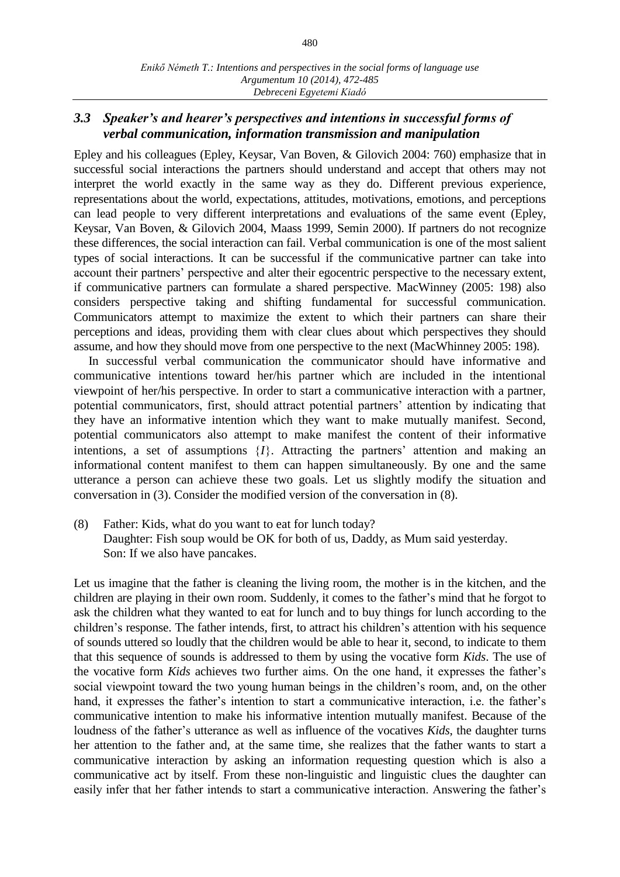### *3.3 Speaker's and hearer's perspectives and intentions in successful forms of verbal communication, information transmission and manipulation*

Epley and his colleagues (Epley, Keysar, Van Boven, & Gilovich 2004: 760) emphasize that in successful social interactions the partners should understand and accept that others may not interpret the world exactly in the same way as they do. Different previous experience, representations about the world, expectations, attitudes, motivations, emotions, and perceptions can lead people to very different interpretations and evaluations of the same event (Epley, Keysar, Van Boven, & Gilovich 2004, Maass 1999, Semin 2000). If partners do not recognize these differences, the social interaction can fail. Verbal communication is one of the most salient types of social interactions. It can be successful if the communicative partner can take into account their partners' perspective and alter their egocentric perspective to the necessary extent, if communicative partners can formulate a shared perspective. MacWinney (2005: 198) also considers perspective taking and shifting fundamental for successful communication. Communicators attempt to maximize the extent to which their partners can share their perceptions and ideas, providing them with clear clues about which perspectives they should assume, and how they should move from one perspective to the next (MacWhinney 2005: 198).

In successful verbal communication the communicator should have informative and communicative intentions toward her/his partner which are included in the intentional viewpoint of her/his perspective. In order to start a communicative interaction with a partner, potential communicators, first, should attract potential partners' attention by indicating that they have an informative intention which they want to make mutually manifest. Second, potential communicators also attempt to make manifest the content of their informative intentions, a set of assumptions $\{I\}$. Attracting the partners' attention and making an informational content manifest to them can happen simultaneously. By one and the same utterance a person can achieve these two goals. Let us slightly modify the situation and conversation in (3). Consider the modified version of the conversation in (8).

(8) Father: Kids, what do you want to eat for lunch today?
Daughter: Fish soup would be OK for both of us, Daddy, as Mum said yesterday.
Son: If we also have pancakes.

Let us imagine that the father is cleaning the living room, the mother is in the kitchen, and the children are playing in their own room. Suddenly, it comes to the father's mind that he forgot to ask the children what they wanted to eat for lunch and to buy things for lunch according to the children's response. The father intends, first, to attract his children's attention with his sequence of sounds uttered so loudly that the children would be able to hear it, second, to indicate to them that this sequence of sounds is addressed to them by using the vocative form *Kids*. The use of the vocative form *Kids* achieves two further aims. On the one hand, it expresses the father's social viewpoint toward the two young human beings in the children's room, and, on the other hand, it expresses the father's intention to start a communicative interaction, i.e. the father's communicative intention to make his informative intention mutually manifest. Because of the loudness of the father's utterance as well as influence of the vocatives *Kids*, the daughter turns her attention to the father and, at the same time, she realizes that the father wants to start a communicative interaction by asking an information requesting question which is also a communicative act by itself. From these non-linguistic and linguistic clues the daughter can easily infer that her father intends to start a communicative interaction. Answering the father's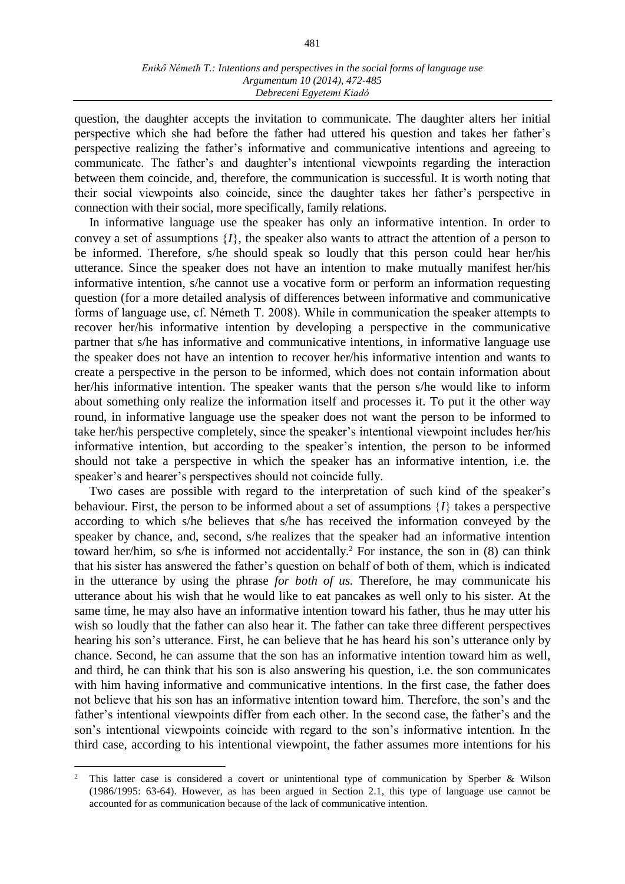question, the daughter accepts the invitation to communicate. The daughter alters her initial perspective which she had before the father had uttered his question and takes her father's perspective realizing the father's informative and communicative intentions and agreeing to communicate. The father's and daughter's intentional viewpoints regarding the interaction between them coincide, and, therefore, the communication is successful. It is worth noting that their social viewpoints also coincide, since the daughter takes her father's perspective in connection with their social, more specifically, family relations.

In informative language use the speaker has only an informative intention. In order to convey a set of assumptions $\{I\}$, the speaker also wants to attract the attention of a person to be informed. Therefore, s/he should speak so loudly that this person could hear her/his utterance. Since the speaker does not have an intention to make mutually manifest her/his informative intention, s/he cannot use a vocative form or perform an information requesting question (for a more detailed analysis of differences between informative and communicative forms of language use, cf. Németh T. 2008). While in communication the speaker attempts to recover her/his informative intention by developing a perspective in the communicative partner that s/he has informative and communicative intentions, in informative language use the speaker does not have an intention to recover her/his informative intention and wants to create a perspective in the person to be informed, which does not contain information about her/his informative intention. The speaker wants that the person s/he would like to inform about something only realize the information itself and processes it. To put it the other way round, in informative language use the speaker does not want the person to be informed to take her/his perspective completely, since the speaker's intentional viewpoint includes her/his informative intention, but according to the speaker's intention, the person to be informed should not take a perspective in which the speaker has an informative intention, i.e. the speaker's and hearer's perspectives should not coincide fully.

Two cases are possible with regard to the interpretation of such kind of the speaker's behaviour. First, the person to be informed about a set of assumptions $\{I\}$ takes a perspective according to which s/he believes that s/he has received the information conveyed by the speaker by chance, and, second, s/he realizes that the speaker had an informative intention toward her/him, so s/he is informed not accidentally.[2] For instance, the son in (8) can think that his sister has answered the father's question on behalf of both of them, which is indicated in the utterance by using the phrase *for both of us.* Therefore, he may communicate his utterance about his wish that he would like to eat pancakes as well only to his sister. At the same time, he may also have an informative intention toward his father, thus he may utter his wish so loudly that the father can also hear it. The father can take three different perspectives hearing his son's utterance. First, he can believe that he has heard his son's utterance only by chance. Second, he can assume that the son has an informative intention toward him as well, and third, he can think that his son is also answering his question, i.e. the son communicates with him having informative and communicative intentions. In the first case, the father does not believe that his son has an informative intention toward him. Therefore, the son's and the father's intentional viewpoints differ from each other. In the second case, the father's and the son's intentional viewpoints coincide with regard to the son's informative intention. In the third case, according to his intentional viewpoint, the father assumes more intentions for his

[2] This latter case is considered a covert or unintentional type of communication by Sperber & Wilson (1986/1995: 63-64). However, as has been argued in Section 2.1, this type of language use cannot be accounted for as communication because of the lack of communicative intention.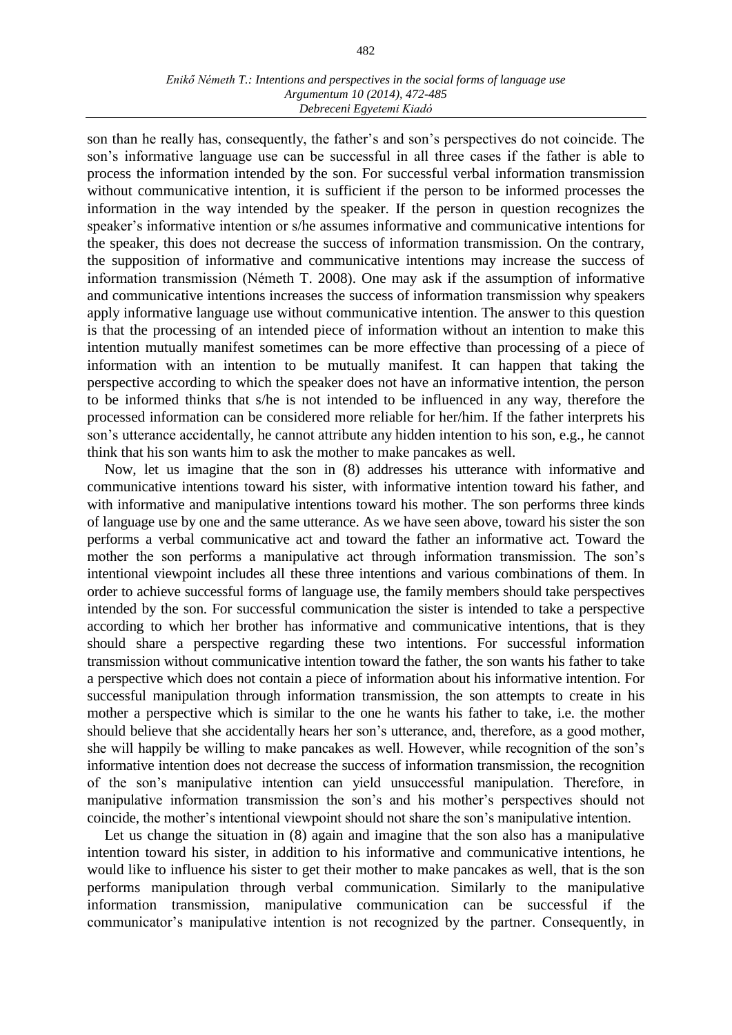son than he really has, consequently, the father's and son's perspectives do not coincide. The son's informative language use can be successful in all three cases if the father is able to process the information intended by the son. For successful verbal information transmission without communicative intention, it is sufficient if the person to be informed processes the information in the way intended by the speaker. If the person in question recognizes the speaker's informative intention or s/he assumes informative and communicative intentions for the speaker, this does not decrease the success of information transmission. On the contrary, the supposition of informative and communicative intentions may increase the success of information transmission (Németh T. 2008). One may ask if the assumption of informative and communicative intentions increases the success of information transmission why speakers apply informative language use without communicative intention. The answer to this question is that the processing of an intended piece of information without an intention to make this intention mutually manifest sometimes can be more effective than processing of a piece of information with an intention to be mutually manifest. It can happen that taking the perspective according to which the speaker does not have an informative intention, the person to be informed thinks that s/he is not intended to be influenced in any way, therefore the processed information can be considered more reliable for her/him. If the father interprets his son's utterance accidentally, he cannot attribute any hidden intention to his son, e.g., he cannot think that his son wants him to ask the mother to make pancakes as well.

Now, let us imagine that the son in (8) addresses his utterance with informative and communicative intentions toward his sister, with informative intention toward his father, and with informative and manipulative intentions toward his mother. The son performs three kinds of language use by one and the same utterance. As we have seen above, toward his sister the son performs a verbal communicative act and toward the father an informative act. Toward the mother the son performs a manipulative act through information transmission. The son's intentional viewpoint includes all these three intentions and various combinations of them. In order to achieve successful forms of language use, the family members should take perspectives intended by the son. For successful communication the sister is intended to take a perspective according to which her brother has informative and communicative intentions, that is they should share a perspective regarding these two intentions. For successful information transmission without communicative intention toward the father, the son wants his father to take a perspective which does not contain a piece of information about his informative intention. For successful manipulation through information transmission, the son attempts to create in his mother a perspective which is similar to the one he wants his father to take, i.e. the mother should believe that she accidentally hears her son's utterance, and, therefore, as a good mother, she will happily be willing to make pancakes as well. However, while recognition of the son's informative intention does not decrease the success of information transmission, the recognition of the son's manipulative intention can yield unsuccessful manipulation. Therefore, in manipulative information transmission the son's and his mother's perspectives should not coincide, the mother's intentional viewpoint should not share the son's manipulative intention.

Let us change the situation in (8) again and imagine that the son also has a manipulative intention toward his sister, in addition to his informative and communicative intentions, he would like to influence his sister to get their mother to make pancakes as well, that is the son performs manipulation through verbal communication. Similarly to the manipulative information transmission, manipulative communication can be successful if the communicator's manipulative intention is not recognized by the partner. Consequently, in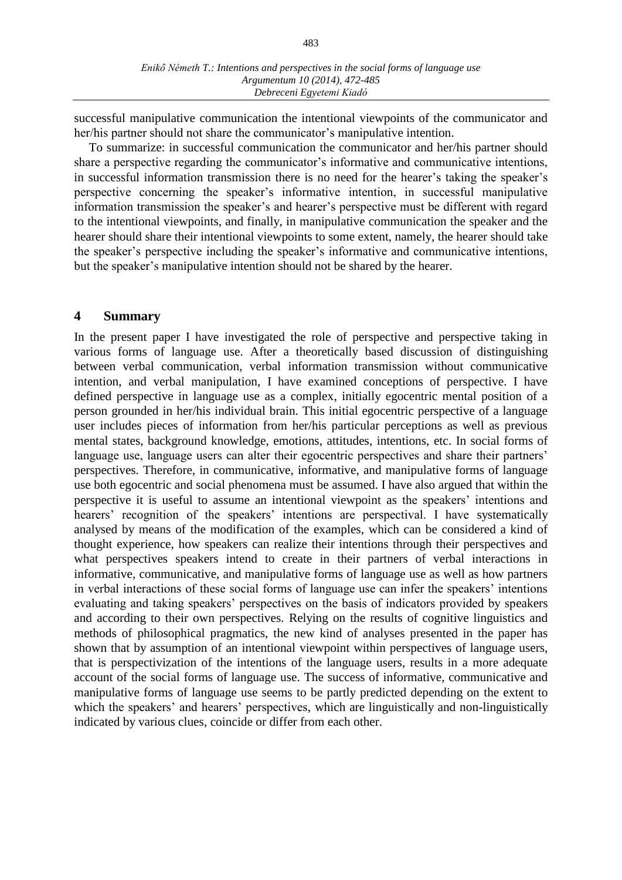successful manipulative communication the intentional viewpoints of the communicator and her/his partner should not share the communicator's manipulative intention.

To summarize: in successful communication the communicator and her/his partner should share a perspective regarding the communicator's informative and communicative intentions, in successful information transmission there is no need for the hearer's taking the speaker's perspective concerning the speaker's informative intention, in successful manipulative information transmission the speaker's and hearer's perspective must be different with regard to the intentional viewpoints, and finally, in manipulative communication the speaker and the hearer should share their intentional viewpoints to some extent, namely, the hearer should take the speaker's perspective including the speaker's informative and communicative intentions, but the speaker's manipulative intention should not be shared by the hearer.

## 4 Summary

In the present paper I have investigated the role of perspective and perspective taking in various forms of language use. After a theoretically based discussion of distinguishing between verbal communication, verbal information transmission without communicative intention, and verbal manipulation, I have examined conceptions of perspective. I have defined perspective in language use as a complex, initially egocentric mental position of a person grounded in her/his individual brain. This initial egocentric perspective of a language user includes pieces of information from her/his particular perceptions as well as previous mental states, background knowledge, emotions, attitudes, intentions, etc. In social forms of language use, language users can alter their egocentric perspectives and share their partners' perspectives. Therefore, in communicative, informative, and manipulative forms of language use both egocentric and social phenomena must be assumed. I have also argued that within the perspective it is useful to assume an intentional viewpoint as the speakers' intentions and hearers' recognition of the speakers' intentions are perspectival. I have systematically analysed by means of the modification of the examples, which can be considered a kind of thought experience, how speakers can realize their intentions through their perspectives and what perspectives speakers intend to create in their partners of verbal interactions in informative, communicative, and manipulative forms of language use as well as how partners in verbal interactions of these social forms of language use can infer the speakers' intentions evaluating and taking speakers' perspectives on the basis of indicators provided by speakers and according to their own perspectives. Relying on the results of cognitive linguistics and methods of philosophical pragmatics, the new kind of analyses presented in the paper has shown that by assumption of an intentional viewpoint within perspectives of language users, that is perspectivization of the intentions of the language users, results in a more adequate account of the social forms of language use. The success of informative, communicative and manipulative forms of language use seems to be partly predicted depending on the extent to which the speakers' and hearers' perspectives, which are linguistically and non-linguistically indicated by various clues, coincide or differ from each other.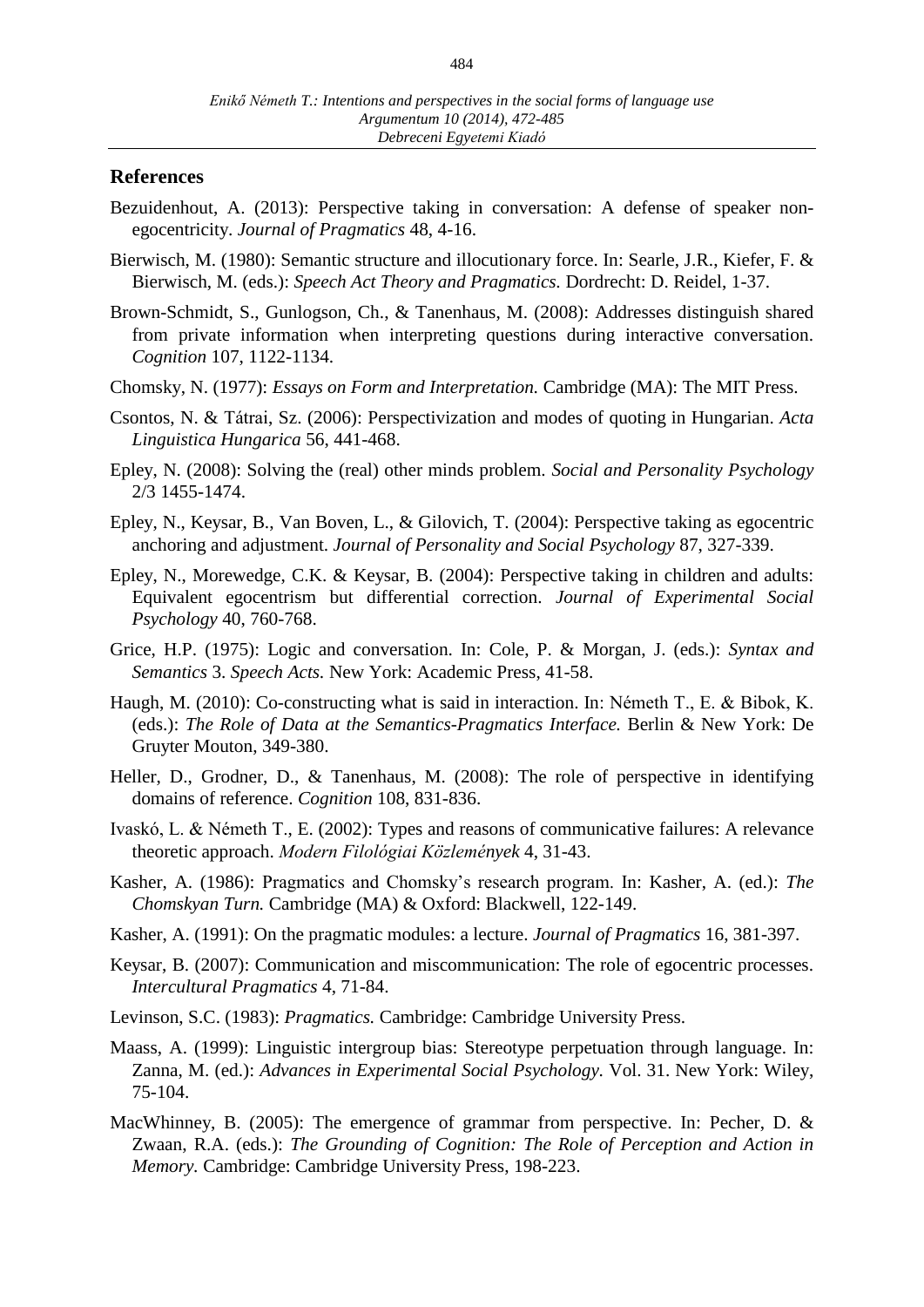## References

Bezuidenhout, A. (2013): Perspective taking in conversation: A defense of speaker non-egocentricity. *Journal of Pragmatics* 48, 4-16.

Bierwisch, M. (1980): Semantic structure and illocutionary force. In: Searle, J.R., Kiefer, F. & Bierwisch, M. (eds.): *Speech Act Theory and Pragmatics.* Dordrecht: D. Reidel, 1-37.

Brown-Schmidt, S., Gunlogson, Ch., & Tanenhaus, M. (2008): Addresses distinguish shared from private information when interpreting questions during interactive conversation. *Cognition* 107, 1122-1134.

Chomsky, N. (1977): *Essays on Form and Interpretation.* Cambridge (MA): The MIT Press.

Csontos, N. & Tátrai, Sz. (2006): Perspectivization and modes of quoting in Hungarian. *Acta Linguistica Hungarica* 56, 441-468.

Epley, N. (2008): Solving the (real) other minds problem. *Social and Personality Psychology* 2/3 1455-1474.

Epley, N., Keysar, B., Van Boven, L., & Gilovich, T. (2004): Perspective taking as egocentric anchoring and adjustment. *Journal of Personality and Social Psychology* 87, 327-339.

Epley, N., Morewedge, C.K. & Keysar, B. (2004): Perspective taking in children and adults: Equivalent egocentrism but differential correction. *Journal of Experimental Social Psychology* 40, 760-768.

Grice, H.P. (1975): Logic and conversation. In: Cole, P. & Morgan, J. (eds.): *Syntax and Semantics* 3. *Speech Acts.* New York: Academic Press, 41-58.

Haugh, M. (2010): Co-constructing what is said in interaction. In: Németh T., E. & Bibok, K. (eds.): *The Role of Data at the Semantics-Pragmatics Interface.* Berlin & New York: De Gruyter Mouton, 349-380.

Heller, D., Grodner, D., & Tanenhaus, M. (2008): The role of perspective in identifying domains of reference. *Cognition* 108, 831-836.

Ivaskó, L. & Németh T., E. (2002): Types and reasons of communicative failures: A relevance theoretic approach. *Modern Filológiai Közlemények* 4, 31-43.

Kasher, A. (1986): Pragmatics and Chomsky's research program. In: Kasher, A. (ed.): *The Chomskyan Turn.* Cambridge (MA) & Oxford: Blackwell, 122-149.

Kasher, A. (1991): On the pragmatic modules: a lecture. *Journal of Pragmatics* 16, 381-397.

Keysar, B. (2007): Communication and miscommunication: The role of egocentric processes. *Intercultural Pragmatics* 4, 71-84.

Levinson, S.C. (1983): *Pragmatics.* Cambridge: Cambridge University Press.

Maass, A. (1999): Linguistic intergroup bias: Stereotype perpetuation through language. In: Zanna, M. (ed.): *Advances in Experimental Social Psychology.* Vol. 31. New York: Wiley, 75-104.

MacWhinney, B. (2005): The emergence of grammar from perspective. In: Pecher, D. & Zwaan, R.A. (eds.): *The Grounding of Cognition: The Role of Perception and Action in Memory.* Cambridge: Cambridge University Press, 198-223.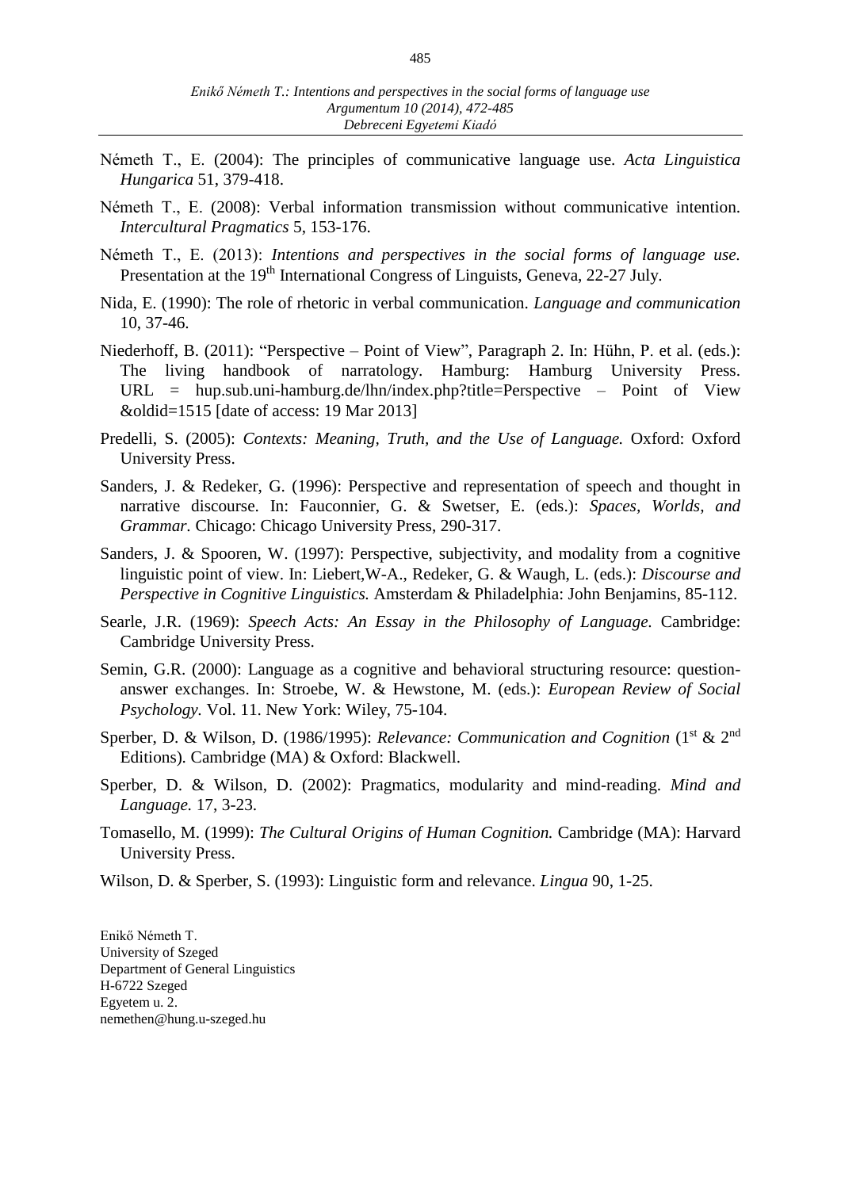Németh T., E. (2004): The principles of communicative language use. *Acta Linguistica Hungarica* 51, 379-418.

Németh T., E. (2008): Verbal information transmission without communicative intention. *Intercultural Pragmatics* 5, 153-176.

Németh T., E. (2013): *Intentions and perspectives in the social forms of language use.* Presentation at the 19th International Congress of Linguists, Geneva, 22-27 July.

Nida, E. (1990): The role of rhetoric in verbal communication. *Language and communication* 10, 37-46.

Niederhoff, B. (2011): "Perspective – Point of View", Paragraph 2. In: Hühn, P. et al. (eds.): The living handbook of narratology. Hamburg: Hamburg University Press. URL = hup.sub.uni-hamburg.de/lhn/index.php?title=Perspective – Point of View &oldid=1515 [date of access: 19 Mar 2013]

Predelli, S. (2005): *Contexts: Meaning, Truth, and the Use of Language.* Oxford: Oxford University Press.

Sanders, J. & Redeker, G. (1996): Perspective and representation of speech and thought in narrative discourse. In: Fauconnier, G. & Swetser, E. (eds.): *Spaces, Worlds, and Grammar.* Chicago: Chicago University Press, 290-317.

Sanders, J. & Spooren, W. (1997): Perspective, subjectivity, and modality from a cognitive linguistic point of view. In: Liebert,W-A., Redeker, G. & Waugh, L. (eds.): *Discourse and Perspective in Cognitive Linguistics.* Amsterdam & Philadelphia: John Benjamins, 85-112.

Searle, J.R. (1969): *Speech Acts: An Essay in the Philosophy of Language.* Cambridge: Cambridge University Press.

Semin, G.R. (2000): Language as a cognitive and behavioral structuring resource: question-answer exchanges. In: Stroebe, W. & Hewstone, M. (eds.): *European Review of Social Psychology.* Vol. 11. New York: Wiley, 75-104.

Sperber, D. & Wilson, D. (1986/1995): *Relevance: Communication and Cognition* (1st & 2nd Editions). Cambridge (MA) & Oxford: Blackwell.

Sperber, D. & Wilson, D. (2002): Pragmatics, modularity and mind-reading. *Mind and Language.* 17, 3-23.

Tomasello, M. (1999): *The Cultural Origins of Human Cognition.* Cambridge (MA): Harvard University Press.

Wilson, D. & Sperber, S. (1993): Linguistic form and relevance. *Lingua* 90, 1-25.

Enikő Németh T.
University of Szeged
Department of General Linguistics
H-6722 Szeged
Egyetem u. 2.
nemethen@hung.u-szeged.hu